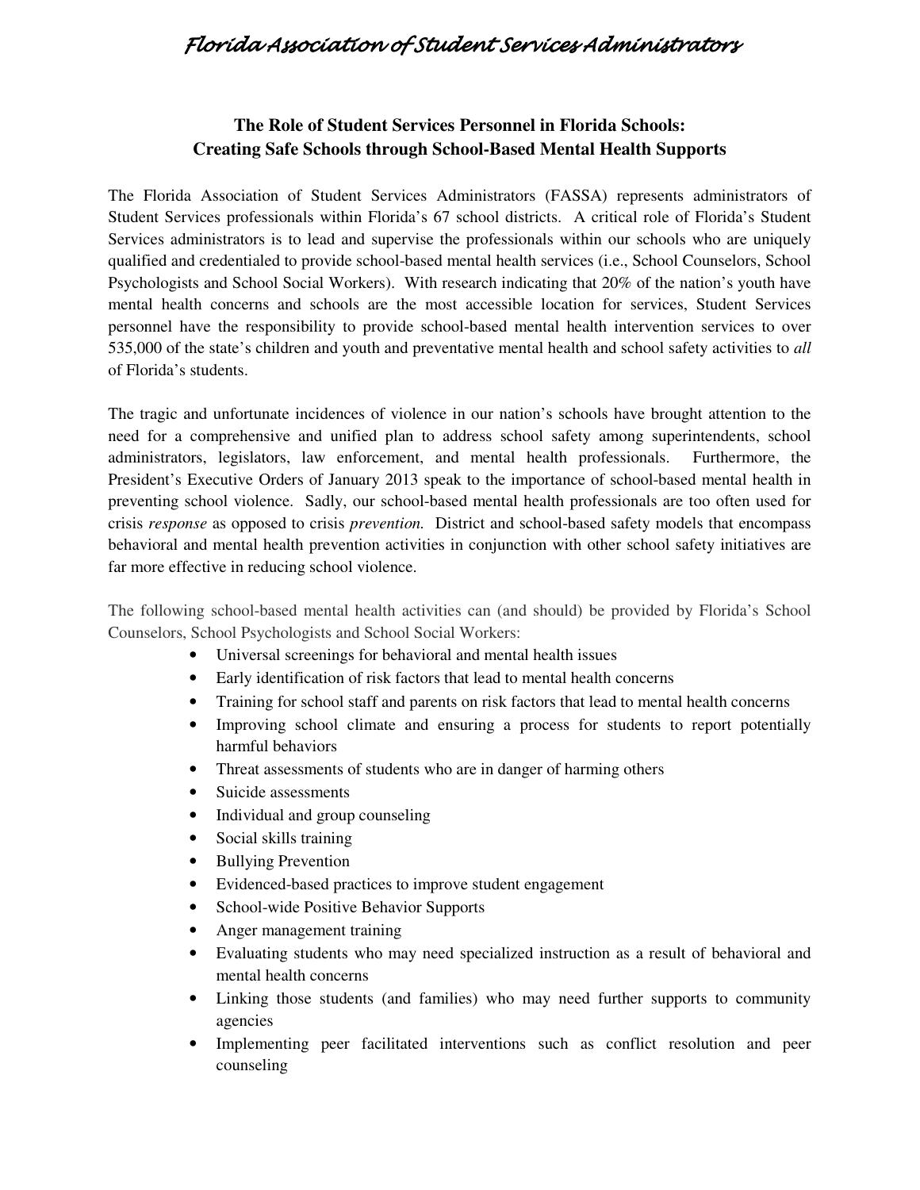*Florida Association of Student Services Administrators*

## The Role of Student Services Personnel in Florida Schools: Creating Safe Schools through School-Based Mental Health Supports

The Florida Association of Student Services Administrators (FASSA) represents administrators of Student Services professionals within Florida's 67 school districts. A critical role of Florida's Student Services administrators is to lead and supervise the professionals within our schools who are uniquely qualified and credentialed to provide school-based mental health services (i.e., School Counselors, School Psychologists and School Social Workers). With research indicating that 20% of the nation's youth have mental health concerns and schools are the most accessible location for services, Student Services personnel have the responsibility to provide school-based mental health intervention services to over 535,000 of the state's children and youth and preventative mental health and school safety activities to *all* of Florida's students.

The tragic and unfortunate incidences of violence in our nation's schools have brought attention to the need for a comprehensive and unified plan to address school safety among superintendents, school administrators, legislators, law enforcement, and mental health professionals. Furthermore, the President's Executive Orders of January 2013 speak to the importance of school-based mental health in preventing school violence. Sadly, our school-based mental health professionals are too often used for crisis *response* as opposed to crisis *prevention.* District and school-based safety models that encompass behavioral and mental health prevention activities in conjunction with other school safety initiatives are far more effective in reducing school violence.

The following school-based mental health activities can (and should) be provided by Florida's School Counselors, School Psychologists and School Social Workers:

- Universal screenings for behavioral and mental health issues
- Early identification of risk factors that lead to mental health concerns
- Training for school staff and parents on risk factors that lead to mental health concerns
- Improving school climate and ensuring a process for students to report potentially harmful behaviors
- Threat assessments of students who are in danger of harming others
- Suicide assessments
- Individual and group counseling
- Social skills training
- Bullying Prevention
- Evidenced-based practices to improve student engagement
- School-wide Positive Behavior Supports
- Anger management training
- Evaluating students who may need specialized instruction as a result of behavioral and mental health concerns
- Linking those students (and families) who may need further supports to community agencies
- Implementing peer facilitated interventions such as conflict resolution and peer counseling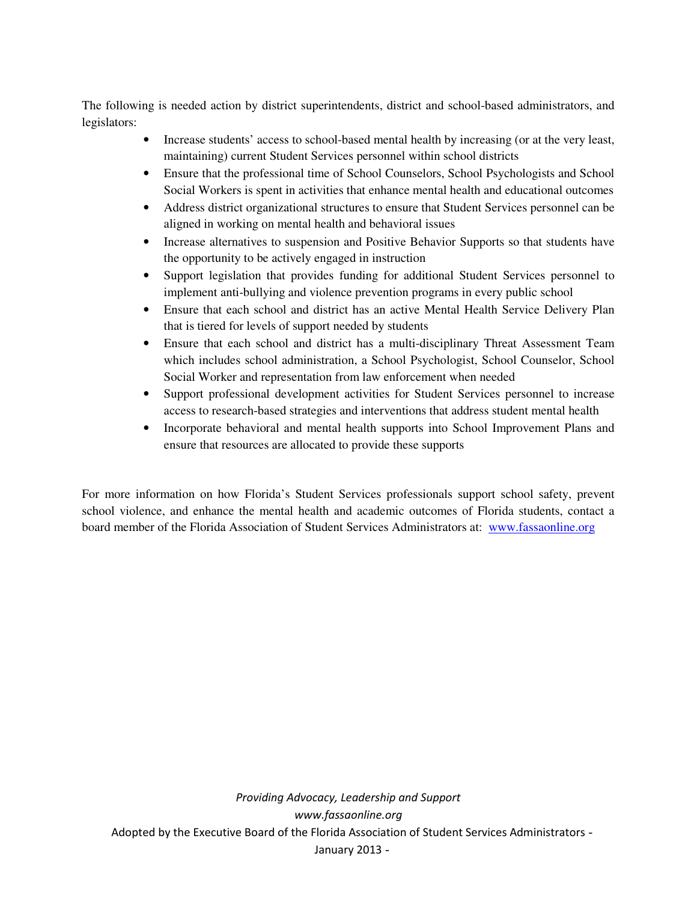The following is needed action by district superintendents, district and school-based administrators, and legislators:

- Increase students' access to school-based mental health by increasing (or at the very least, maintaining) current Student Services personnel within school districts
- Ensure that the professional time of School Counselors, School Psychologists and School Social Workers is spent in activities that enhance mental health and educational outcomes
- Address district organizational structures to ensure that Student Services personnel can be aligned in working on mental health and behavioral issues
- Increase alternatives to suspension and Positive Behavior Supports so that students have the opportunity to be actively engaged in instruction
- Support legislation that provides funding for additional Student Services personnel to implement anti-bullying and violence prevention programs in every public school
- Ensure that each school and district has an active Mental Health Service Delivery Plan that is tiered for levels of support needed by students
- Ensure that each school and district has a multi-disciplinary Threat Assessment Team which includes school administration, a School Psychologist, School Counselor, School Social Worker and representation from law enforcement when needed
- Support professional development activities for Student Services personnel to increase access to research-based strategies and interventions that address student mental health
- Incorporate behavioral and mental health supports into School Improvement Plans and ensure that resources are allocated to provide these supports

For more information on how Florida's Student Services professionals support school safety, prevent school violence, and enhance the mental health and academic outcomes of Florida students, contact a board member of the Florida Association of Student Services Administrators at: [www.fassaonline.org](http://www.fassaonline.org)

*Providing Advocacy, Leadership and Support*

*www.fassaonline.org*

Adopted by the Executive Board of the Florida Association of Student Services Administrators - January 2013 -